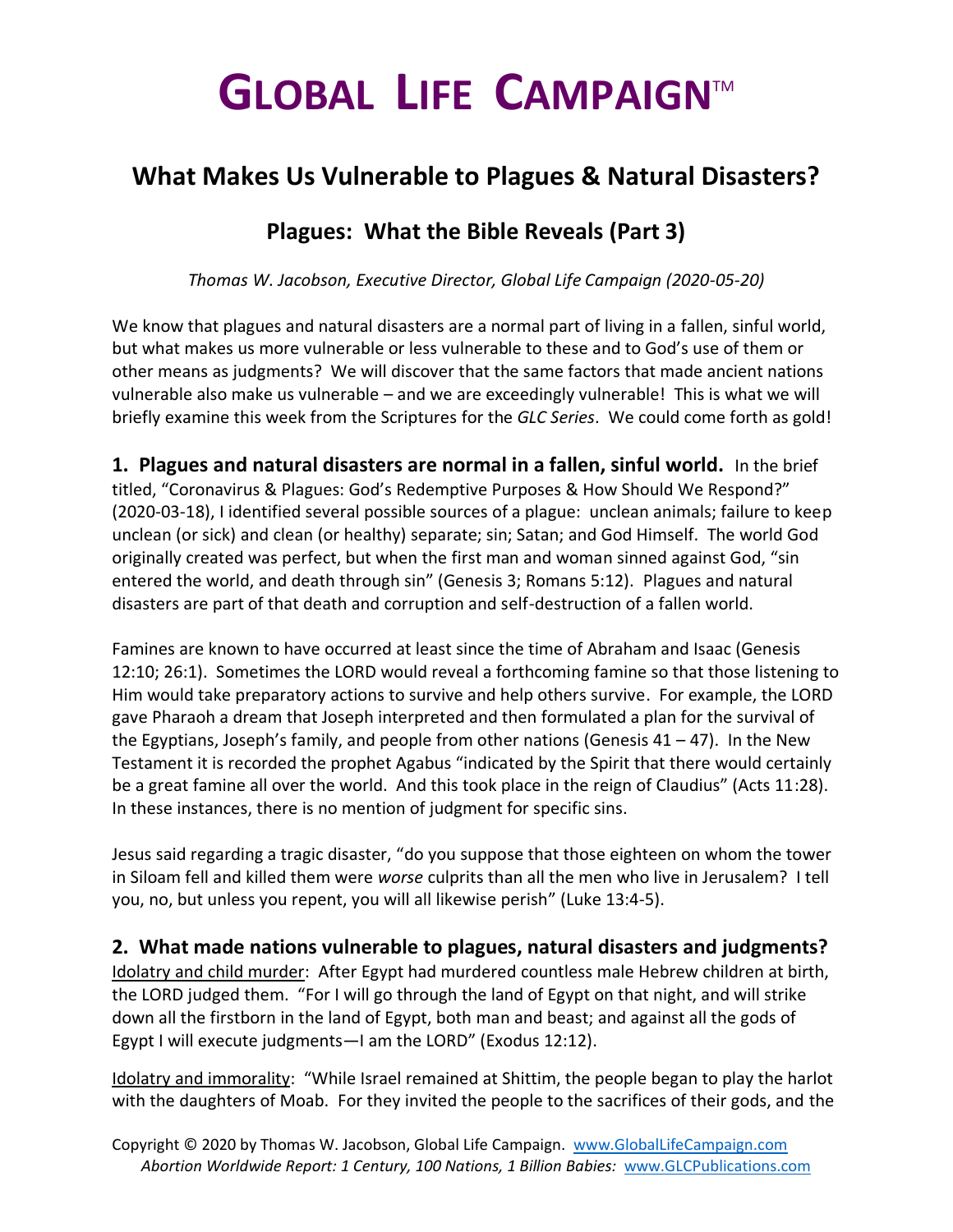# GLOBAL LIFE CAMPAIGN™

## What Makes Us Vulnerable to Plagues & Natural Disasters?

### Plagues: What the Bible Reveals (Part 3)

*Thomas W. Jacobson, Executive Director, Global Life Campaign (2020-05-20)*

We know that plagues and natural disasters are a normal part of living in a fallen, sinful world, but what makes us more vulnerable or less vulnerable to these and to God's use of them or other means as judgments? We will discover that the same factors that made ancient nations vulnerable also make us vulnerable – and we are exceedingly vulnerable! This is what we will briefly examine this week from the Scriptures for the *GLC Series*. We could come forth as gold!

**1. Plagues and natural disasters are normal in a fallen, sinful world.** In the brief titled, "Coronavirus & Plagues: God's Redemptive Purposes & How Should We Respond?" (2020-03-18), I identified several possible sources of a plague: unclean animals; failure to keep unclean (or sick) and clean (or healthy) separate; sin; Satan; and God Himself. The world God originally created was perfect, but when the first man and woman sinned against God, "sin entered the world, and death through sin" (Genesis 3; Romans 5:12). Plagues and natural disasters are part of that death and corruption and self-destruction of a fallen world.

Famines are known to have occurred at least since the time of Abraham and Isaac (Genesis 12:10; 26:1). Sometimes the LORD would reveal a forthcoming famine so that those listening to Him would take preparatory actions to survive and help others survive. For example, the LORD gave Pharaoh a dream that Joseph interpreted and then formulated a plan for the survival of the Egyptians, Joseph's family, and people from other nations (Genesis 41 – 47). In the New Testament it is recorded the prophet Agabus "indicated by the Spirit that there would certainly be a great famine all over the world. And this took place in the reign of Claudius" (Acts 11:28). In these instances, there is no mention of judgment for specific sins.

Jesus said regarding a tragic disaster, "do you suppose that those eighteen on whom the tower in Siloam fell and killed them were *worse* culprits than all the men who live in Jerusalem? I tell you, no, but unless you repent, you will all likewise perish" (Luke 13:4-5).

**2. What made nations vulnerable to plagues, natural disasters and judgments?**

<u>Idolatry and child murder</u>: After Egypt had murdered countless male Hebrew children at birth, the LORD judged them. "For I will go through the land of Egypt on that night, and will strike down all the firstborn in the land of Egypt, both man and beast; and against all the gods of Egypt I will execute judgments—I am the LORD" (Exodus 12:12).

<u>Idolatry and immorality</u>: "While Israel remained at Shittim, the people began to play the harlot with the daughters of Moab. For they invited the people to the sacrifices of their gods, and the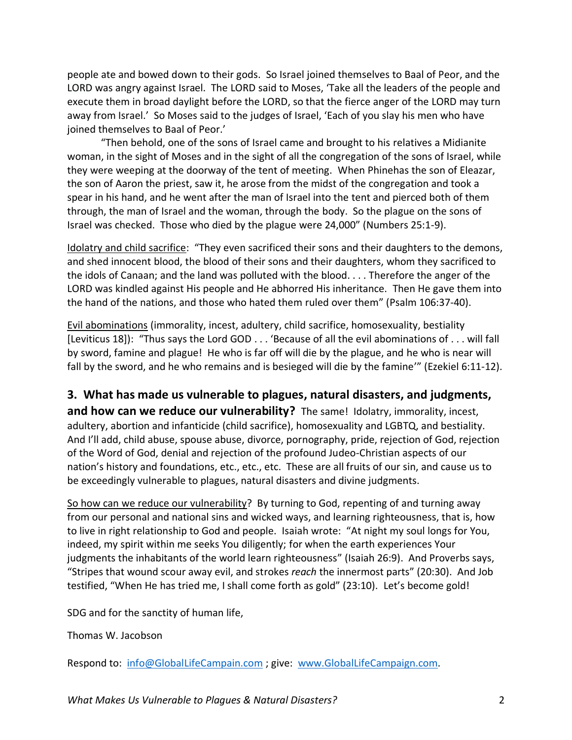people ate and bowed down to their gods. So Israel joined themselves to Baal of Peor, and the LORD was angry against Israel. The LORD said to Moses, 'Take all the leaders of the people and execute them in broad daylight before the LORD, so that the fierce anger of the LORD may turn away from Israel.' So Moses said to the judges of Israel, 'Each of you slay his men who have joined themselves to Baal of Peor.'

"Then behold, one of the sons of Israel came and brought to his relatives a Midianite woman, in the sight of Moses and in the sight of all the congregation of the sons of Israel, while they were weeping at the doorway of the tent of meeting. When Phinehas the son of Eleazar, the son of Aaron the priest, saw it, he arose from the midst of the congregation and took a spear in his hand, and he went after the man of Israel into the tent and pierced both of them through, the man of Israel and the woman, through the body. So the plague on the sons of Israel was checked. Those who died by the plague were 24,000" (Numbers 25:1-9).

<u>Idolatry and child sacrifice</u>: "They even sacrificed their sons and their daughters to the demons, and shed innocent blood, the blood of their sons and their daughters, whom they sacrificed to the idols of Canaan; and the land was polluted with the blood. . . . Therefore the anger of the LORD was kindled against His people and He abhorred His inheritance. Then He gave them into the hand of the nations, and those who hated them ruled over them" (Psalm 106:37-40).

<u>Evil abominations</u> (immorality, incest, adultery, child sacrifice, homosexuality, bestiality [Leviticus 18]): "Thus says the Lord GOD . . . 'Because of all the evil abominations of . . . will fall by sword, famine and plague! He who is far off will die by the plague, and he who is near will fall by the sword, and he who remains and is besieged will die by the famine'" (Ezekiel 6:11-12).

**3. What has made us vulnerable to plagues, natural disasters, and judgments, and how can we reduce our vulnerability?** The same! Idolatry, immorality, incest, adultery, abortion and infanticide (child sacrifice), homosexuality and LGBTQ, and bestiality. And I'll add, child abuse, spouse abuse, divorce, pornography, pride, rejection of God, rejection of the Word of God, denial and rejection of the profound Judeo-Christian aspects of our nation's history and foundations, etc., etc., etc. These are all fruits of our sin, and cause us to be exceedingly vulnerable to plagues, natural disasters and divine judgments.

<u>So how can we reduce our vulnerability</u>? By turning to God, repenting of and turning away from our personal and national sins and wicked ways, and learning righteousness, that is, how to live in right relationship to God and people. Isaiah wrote: "At night my soul longs for You, indeed, my spirit within me seeks You diligently; for when the earth experiences Your judgments the inhabitants of the world learn righteousness" (Isaiah 26:9). And Proverbs says, "Stripes that wound scour away evil, and strokes *reach* the innermost parts" (20:30). And Job testified, "When He has tried me, I shall come forth as gold" (23:10). Let's become gold!

SDG and for the sanctity of human life,

Thomas W. Jacobson

Respond to: info@GlobalLifeCampain.com ; give: www.GlobalLifeCampaign.com.